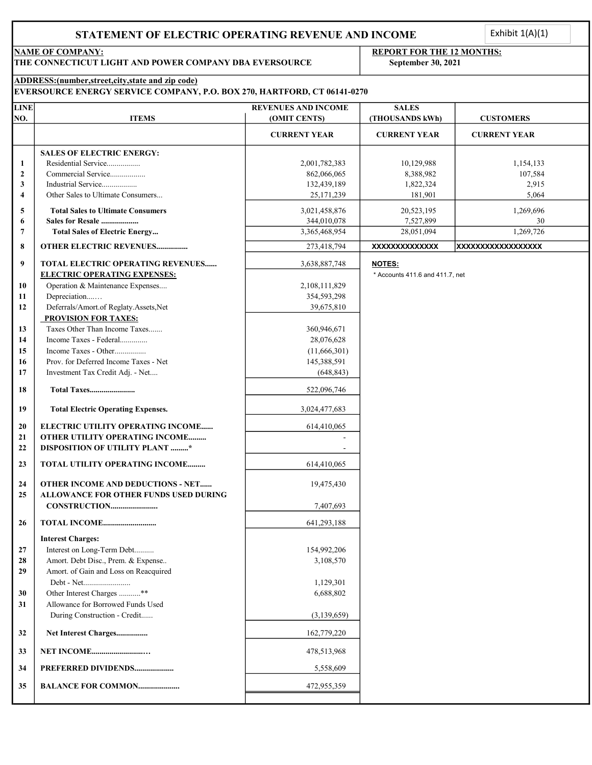# STATEMENT OF ELECTRIC OPERATING REVENUE AND INCOME

Exhibit 1(A)(1)

**NAME OF COMPANY:**
**THE CONNECTICUT LIGHT AND POWER COMPANY DBA EVERSOURCE**

**REPORT FOR THE 12 MONTHS:**
**September 30, 2021**

**ADDRESS:(number,street,city,state and zip code)**
**EVERSOURCE ENERGY SERVICE COMPANY, P.O. BOX 270, HARTFORD, CT 06141-0270**

| LINE NO. | ITEMS | REVENUES AND INCOME (OMIT CENTS) | SALES (THOUSANDS kWh) | CUSTOMERS |
|---|---|---|---|---|
| | | CURRENT YEAR | CURRENT YEAR | CURRENT YEAR |
| | **SALES OF ELECTRIC ENERGY:** | | | |
| 1 | Residential Service................. | 2,001,782,383 | 10,129,988 | 1,154,133 |
| 2 | Commercial Service.................. | 862,066,065 | 8,388,982 | 107,584 |
| 3 | Industrial Service.................. | 132,439,189 | 1,822,324 | 2,915 |
| 4 | Other Sales to Ultimate Consumers... | 25,171,239 | 181,901 | 5,064 |
| 5 | **Total Sales to Ultimate Consumers** | 3,021,458,876 | 20,523,195 | 1,269,696 |
| 6 | **Sales for Resale ..................** | 344,010,078 | 7,527,899 | 30 |
| 7 | **Total Sales of Electric Energy...** | 3,365,468,954 | 28,051,094 | 1,269,726 |
| 8 | **OTHER ELECTRIC REVENUES................** | 273,418,794 | XXXXXXXXXXXXXX | XXXXXXXXXXXXXXXXXX |
| 9 | **TOTAL ELECTRIC OPERATING REVENUES......** | 3,638,887,748 | **NOTES:** | |
| | **ELECTRIC OPERATING EXPENSES:** | | * Accounts 411.6 and 411.7, net | |
| 10 | Operation & Maintenance Expenses.... | 2,108,111,829 | | |
| 11 | Depreciation...… | 354,593,298 | | |
| 12 | Deferrals/Amort.of Reglaty.Assets,Net | 39,675,810 | | |
| | **PROVISION FOR TAXES:** | | | |
| 13 | Taxes Other Than Income Taxes....... | 360,946,671 | | |
| 14 | Income Taxes - Federal.............. | 28,076,628 | | |
| 15 | Income Taxes - Other................ | (11,666,301) | | |
| 16 | Prov. for Deferred Income Taxes - Net | 145,388,591 | | |
| 17 | Investment Tax Credit Adj. - Net.... | (648,843) | | |
| 18 | **Total Taxes.......................** | 522,096,746 | | |
| 19 | **Total Electric Operating Expenses.** | 3,024,477,683 | | |
| 20 | **ELECTRIC UTILITY OPERATING INCOME......** | 614,410,065 | | |
| 21 | **OTHER UTILITY OPERATING INCOME.........** | - | | |
| 22 | **DISPOSITION OF UTILITY PLANT .........*** | - | | |
| 23 | **TOTAL UTILITY OPERATING INCOME.........** | 614,410,065 | | |
| 24 | **OTHER INCOME AND DEDUCTIONS - NET......** | 19,475,430 | | |
| 25 | **ALLOWANCE FOR OTHER FUNDS USED DURING CONSTRUCTION........................** | 7,407,693 | | |
| 26 | **TOTAL INCOME...........................** | 641,293,188 | | |
| | **Interest Charges:** | | | |
| 27 | Interest on Long-Term Debt.......... | 154,992,206 | | |
| 28 | Amort. Debt Disc., Prem. & Expense.. | 3,108,570 | | |
| 29 | Amort. of Gain and Loss on Reacquired Debt - Net........................ | 1,129,301 | | |
| 30 | Other Interest Charges ...........** | 6,688,802 | | |
| 31 | Allowance for Borrowed Funds Used During Construction - Credit...... | (3,139,659) | | |
| 32 | **Net Interest Charges................** | 162,779,220 | | |
| 33 | **NET INCOME..........................…** | 478,513,968 | | |
| 34 | **PREFERRED DIVIDENDS....................** | 5,558,609 | | |
| 35 | **BALANCE FOR COMMON.....................** | 472,955,359 | | |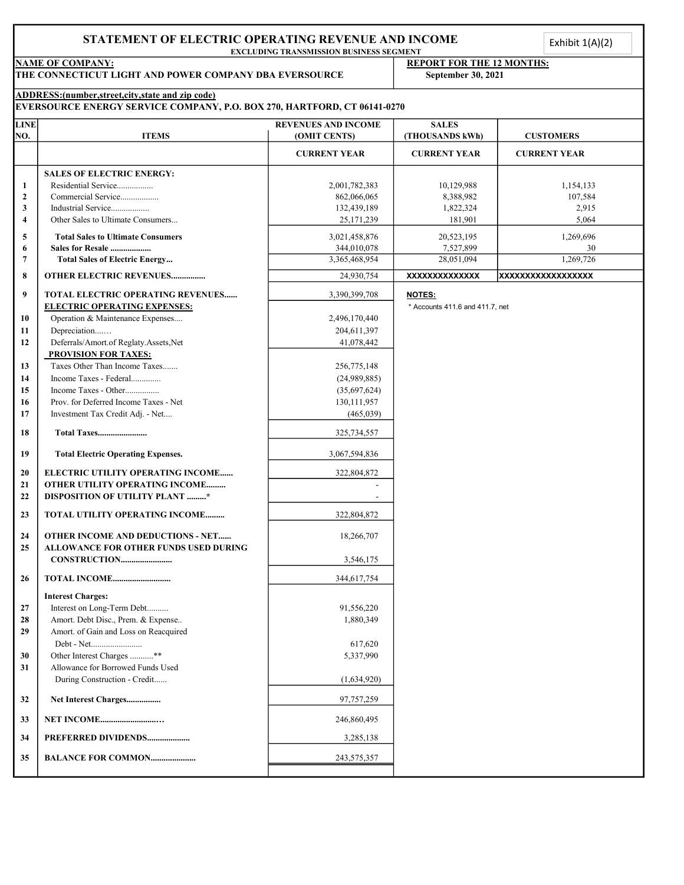# STATEMENT OF ELECTRIC OPERATING REVENUE AND INCOME

Exhibit 1(A)(2)

**EXCLUDING TRANSMISSION BUSINESS SEGMENT**

**NAME OF COMPANY:**
**THE CONNECTICUT LIGHT AND POWER COMPANY DBA EVERSOURCE**

**REPORT FOR THE 12 MONTHS:**
**September 30, 2021**

**ADDRESS:(number,street,city,state and zip code)**
**EVERSOURCE ENERGY SERVICE COMPANY, P.O. BOX 270, HARTFORD, CT 06141-0270**

| LINE NO. | ITEMS | REVENUES AND INCOME (OMIT CENTS) | SALES (THOUSANDS kWh) | CUSTOMERS |
|---|---|---|---|---|
| | | CURRENT YEAR | CURRENT YEAR | CURRENT YEAR |
| | **SALES OF ELECTRIC ENERGY:** | | | |
| 1 | Residential Service................. | 2,001,782,383 | 10,129,988 | 1,154,133 |
| 2 | Commercial Service.................. | 862,066,065 | 8,388,982 | 107,584 |
| 3 | Industrial Service.................. | 132,439,189 | 1,822,324 | 2,915 |
| 4 | Other Sales to Ultimate Consumers... | 25,171,239 | 181,901 | 5,064 |
| 5 | **Total Sales to Ultimate Consumers** | 3,021,458,876 | 20,523,195 | 1,269,696 |
| 6 | **Sales for Resale ...................** | 344,010,078 | 7,527,899 | 30 |
| 7 | **Total Sales of Electric Energy...** | 3,365,468,954 | 28,051,094 | 1,269,726 |
| 8 | **OTHER ELECTRIC REVENUES................** | 24,930,754 | XXXXXXXXXXXXXX | XXXXXXXXXXXXXXXXXX |
| 9 | **TOTAL ELECTRIC OPERATING REVENUES......** | 3,390,399,708 | **NOTES:** | |
| | **ELECTRIC OPERATING EXPENSES:** | | * Accounts 411.6 and 411.7, net | |
| 10 | Operation & Maintenance Expenses.... | 2,496,170,440 | | |
| 11 | Depreciation...… | 204,611,397 | | |
| 12 | Deferrals/Amort.of Reglaty.Assets,Net | 41,078,442 | | |
| | **PROVISION FOR TAXES:** | | | |
| 13 | Taxes Other Than Income Taxes....... | 256,775,148 | | |
| 14 | Income Taxes - Federal............. | (24,989,885) | | |
| 15 | Income Taxes - Other................ | (35,697,624) | | |
| 16 | Prov. for Deferred Income Taxes - Net | 130,111,957 | | |
| 17 | Investment Tax Credit Adj. - Net.... | (465,039) | | |
| 18 | **Total Taxes.......................** | 325,734,557 | | |
| 19 | **Total Electric Operating Expenses.** | 3,067,594,836 | | |
| 20 | **ELECTRIC UTILITY OPERATING INCOME......** | 322,804,872 | | |
| 21 | **OTHER UTILITY OPERATING INCOME.........** | - | | |
| 22 | **DISPOSITION OF UTILITY PLANT .........*** | - | | |
| 23 | **TOTAL UTILITY OPERATING INCOME.........** | 322,804,872 | | |
| 24 | **OTHER INCOME AND DEDUCTIONS - NET......** | 18,266,707 | | |
| 25 | **ALLOWANCE FOR OTHER FUNDS USED DURING CONSTRUCTION........................** | 3,546,175 | | |
| 26 | **TOTAL INCOME...........................** | 344,617,754 | | |
| | **Interest Charges:** | | | |
| 27 | Interest on Long-Term Debt.......... | 91,556,220 | | |
| 28 | Amort. Debt Disc., Prem. & Expense.. | 1,880,349 | | |
| 29 | Amort. of Gain and Loss on Reacquired Debt - Net........................ | 617,620 | | |
| 30 | Other Interest Charges ...........** | 5,337,990 | | |
| 31 | Allowance for Borrowed Funds Used During Construction - Credit...... | (1,634,920) | | |
| 32 | **Net Interest Charges................** | 97,757,259 | | |
| 33 | **NET INCOME............................** | 246,860,495 | | |
| 34 | **PREFERRED DIVIDENDS....................** | 3,285,138 | | |
| 35 | **BALANCE FOR COMMON.....................** | 243,575,357 | | |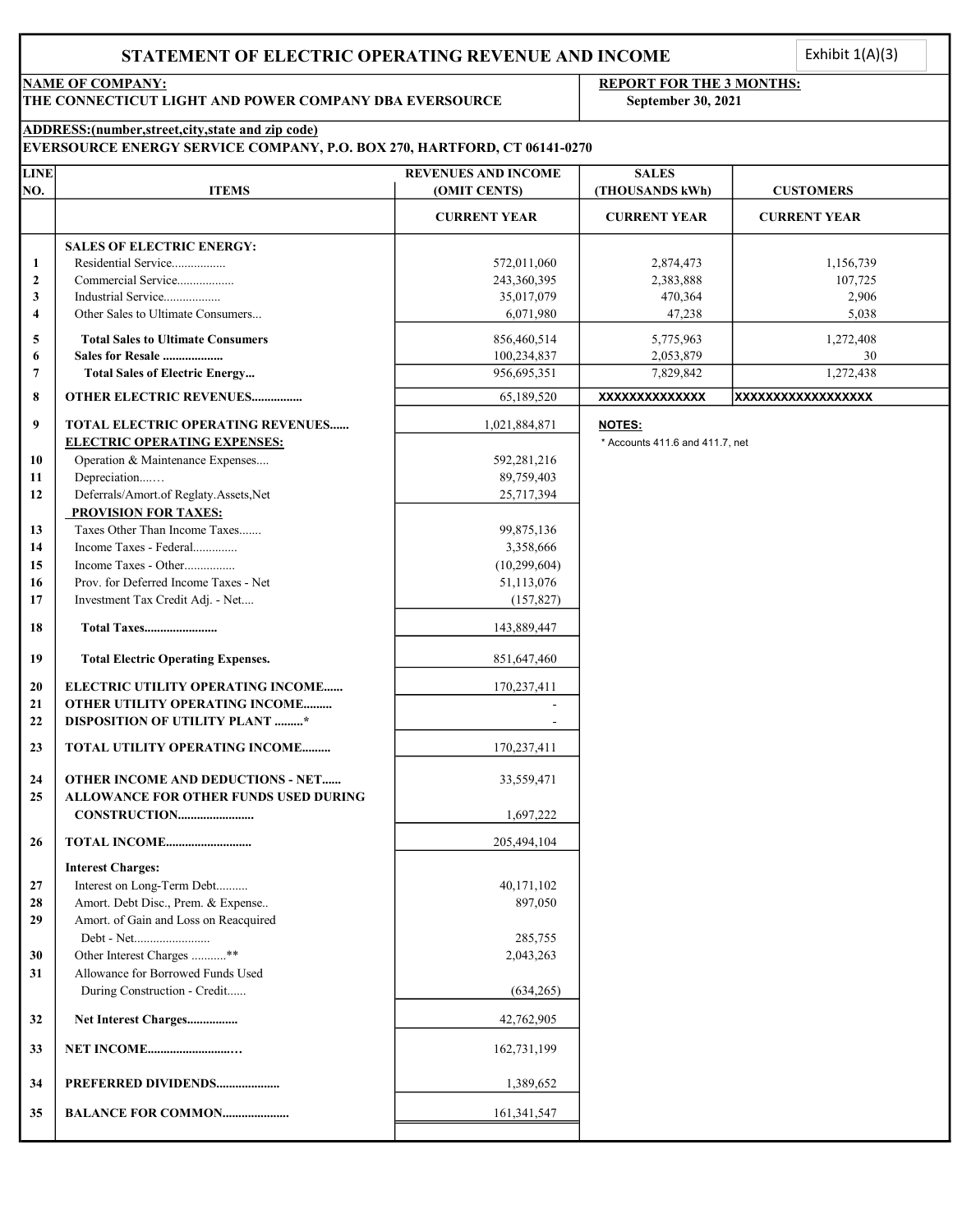# STATEMENT OF ELECTRIC OPERATING REVENUE AND INCOME

Exhibit 1(A)(3)

**NAME OF COMPANY:**
**THE CONNECTICUT LIGHT AND POWER COMPANY DBA EVERSOURCE**

**REPORT FOR THE 3 MONTHS:**
**September 30, 2021**

**ADDRESS:(number,street,city,state and zip code)**
**EVERSOURCE ENERGY SERVICE COMPANY, P.O. BOX 270, HARTFORD, CT 06141-0270**

| LINE NO. | ITEMS | REVENUES AND INCOME (OMIT CENTS) CURRENT YEAR | SALES (THOUSANDS kWh) CURRENT YEAR | CUSTOMERS CURRENT YEAR |
|---|---|---|---|---|
| | **SALES OF ELECTRIC ENERGY:** | | | |
| 1 | Residential Service................. | 572,011,060 | 2,874,473 | 1,156,739 |
| 2 | Commercial Service.................. | 243,360,395 | 2,383,888 | 107,725 |
| 3 | Industrial Service.................. | 35,017,079 | 470,364 | 2,906 |
| 4 | Other Sales to Ultimate Consumers... | 6,071,980 | 47,238 | 5,038 |
| 5 | **Total Sales to Ultimate Consumers** | 856,460,514 | 5,775,963 | 1,272,408 |
| 6 | **Sales for Resale ..................** | 100,234,837 | 2,053,879 | 30 |
| 7 | **Total Sales of Electric Energy...** | 956,695,351 | 7,829,842 | 1,272,438 |
| 8 | **OTHER ELECTRIC REVENUES................** | 65,189,520 | XXXXXXXXXXXXXX | XXXXXXXXXXXXXXXXXX |
| 9 | **TOTAL ELECTRIC OPERATING REVENUES......** | 1,021,884,871 | **NOTES:** | |
| | **ELECTRIC OPERATING EXPENSES:** | | * Accounts 411.6 and 411.7, net | |
| 10 | Operation & Maintenance Expenses.... | 592,281,216 | | |
| 11 | Depreciation....... | 89,759,403 | | |
| 12 | Deferrals/Amort.of Reglaty.Assets,Net | 25,717,394 | | |
| | **PROVISION FOR TAXES:** | | | |
| 13 | Taxes Other Than Income Taxes....... | 99,875,136 | | |
| 14 | Income Taxes - Federal.............. | 3,358,666 | | |
| 15 | Income Taxes - Other................ | (10,299,604) | | |
| 16 | Prov. for Deferred Income Taxes - Net | 51,113,076 | | |
| 17 | Investment Tax Credit Adj. - Net.... | (157,827) | | |
| 18 | **Total Taxes.......................** | 143,889,447 | | |
| 19 | **Total Electric Operating Expenses.** | 851,647,460 | | |
| 20 | **ELECTRIC UTILITY OPERATING INCOME......** | 170,237,411 | | |
| 21 | **OTHER UTILITY OPERATING INCOME.........** | - | | |
| 22 | **DISPOSITION OF UTILITY PLANT .........*** | - | | |
| 23 | **TOTAL UTILITY OPERATING INCOME.........** | 170,237,411 | | |
| 24 | **OTHER INCOME AND DEDUCTIONS - NET......** | 33,559,471 | | |
| 25 | **ALLOWANCE FOR OTHER FUNDS USED DURING CONSTRUCTION........................** | 1,697,222 | | |
| 26 | **TOTAL INCOME...........................** | 205,494,104 | | |
| | **Interest Charges:** | | | |
| 27 | Interest on Long-Term Debt.......... | 40,171,102 | | |
| 28 | Amort. Debt Disc., Prem. & Expense.. | 897,050 | | |
| 29 | Amort. of Gain and Loss on Reacquired Debt - Net........................ | 285,755 | | |
| 30 | Other Interest Charges ...........** | 2,043,263 | | |
| 31 | Allowance for Borrowed Funds Used During Construction - Credit...... | (634,265) | | |
| 32 | **Net Interest Charges................** | 42,762,905 | | |
| 33 | **NET INCOME..............................** | 162,731,199 | | |
| 34 | **PREFERRED DIVIDENDS....................** | 1,389,652 | | |
| 35 | **BALANCE FOR COMMON.....................** | 161,341,547 | | |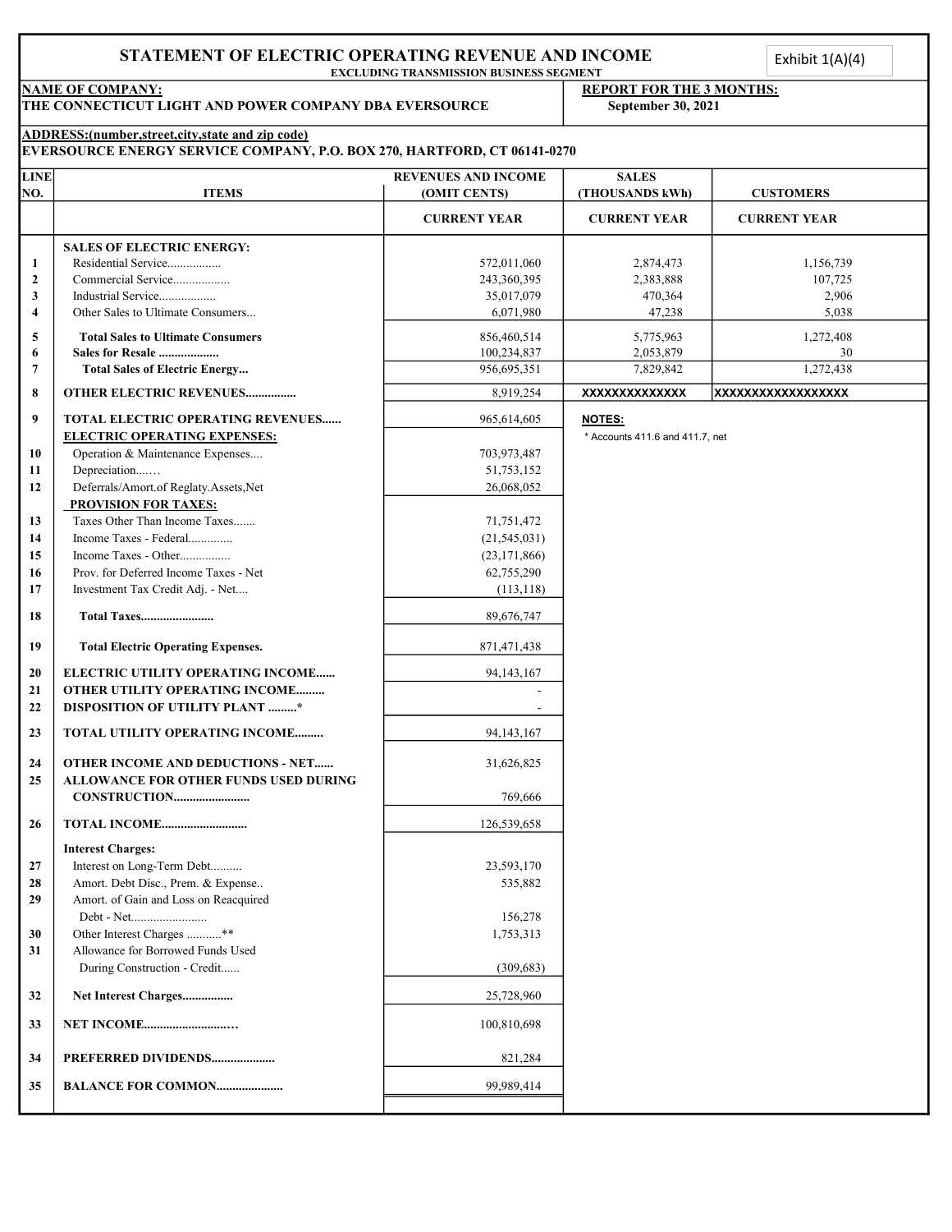# STATEMENT OF ELECTRIC OPERATING REVENUE AND INCOME

EXCLUDING TRANSMISSION BUSINESS SEGMENT

Exhibit 1(A)(4)

**NAME OF COMPANY:**
**THE CONNECTICUT LIGHT AND POWER COMPANY DBA EVERSOURCE**

**REPORT FOR THE 3 MONTHS:**
**September 30, 2021**

**ADDRESS:(number,street,city,state and zip code)**
**EVERSOURCE ENERGY SERVICE COMPANY, P.O. BOX 270, HARTFORD, CT 06141-0270**

| LINE NO. | ITEMS | REVENUES AND INCOME (OMIT CENTS) | SALES (THOUSANDS kWh) | CUSTOMERS |
|---|---|---|---|---|
| | | CURRENT YEAR | CURRENT YEAR | CURRENT YEAR |
| | **SALES OF ELECTRIC ENERGY:** | | | |
| 1 | Residential Service................. | 572,011,060 | 2,874,473 | 1,156,739 |
| 2 | Commercial Service.................. | 243,360,395 | 2,383,888 | 107,725 |
| 3 | Industrial Service.................. | 35,017,079 | 470,364 | 2,906 |
| 4 | Other Sales to Ultimate Consumers... | 6,071,980 | 47,238 | 5,038 |
| 5 | **Total Sales to Ultimate Consumers** | 856,460,514 | 5,775,963 | 1,272,408 |
| 6 | **Sales for Resale ...................** | 100,234,837 | 2,053,879 | 30 |
| 7 | **Total Sales of Electric Energy...** | 956,695,351 | 7,829,842 | 1,272,438 |
| 8 | **OTHER ELECTRIC REVENUES................** | 8,919,254 | XXXXXXXXXXXXXX | XXXXXXXXXXXXXXXXXX |
| 9 | **TOTAL ELECTRIC OPERATING REVENUES......** | 965,614,605 | **NOTES:** | |
| | **ELECTRIC OPERATING EXPENSES:** | | * Accounts 411.6 and 411.7, net | |
| 10 | Operation & Maintenance Expenses.... | 703,973,487 | | |
| 11 | Depreciation....… | 51,753,152 | | |
| 12 | Deferrals/Amort.of Reglaty.Assets,Net | 26,068,052 | | |
| | **PROVISION FOR TAXES:** | | | |
| 13 | Taxes Other Than Income Taxes....... | 71,751,472 | | |
| 14 | Income Taxes - Federal............. | (21,545,031) | | |
| 15 | Income Taxes - Other................ | (23,171,866) | | |
| 16 | Prov. for Deferred Income Taxes - Net | 62,755,290 | | |
| 17 | Investment Tax Credit Adj. - Net.... | (113,118) | | |
| 18 | **Total Taxes.......................** | 89,676,747 | | |
| 19 | **Total Electric Operating Expenses.** | 871,471,438 | | |
| 20 | **ELECTRIC UTILITY OPERATING INCOME......** | 94,143,167 | | |
| 21 | **OTHER UTILITY OPERATING INCOME.........** | - | | |
| 22 | **DISPOSITION OF UTILITY PLANT .........*** | - | | |
| 23 | **TOTAL UTILITY OPERATING INCOME.........** | 94,143,167 | | |
| 24 | **OTHER INCOME AND DEDUCTIONS - NET......** | 31,626,825 | | |
| 25 | **ALLOWANCE FOR OTHER FUNDS USED DURING CONSTRUCTION........................** | 769,666 | | |
| 26 | **TOTAL INCOME..........................** | 126,539,658 | | |
| | **Interest Charges:** | | | |
| 27 | Interest on Long-Term Debt.......... | 23,593,170 | | |
| 28 | Amort. Debt Disc., Prem. & Expense.. | 535,882 | | |
| 29 | Amort. of Gain and Loss on Reacquired Debt - Net........................ | 156,278 | | |
| 30 | Other Interest Charges ...........** | 1,753,313 | | |
| 31 | Allowance for Borrowed Funds Used During Construction - Credit...... | (309,683) | | |
| 32 | **Net Interest Charges................** | 25,728,960 | | |
| 33 | **NET INCOME...........................** | 100,810,698 | | |
| 34 | **PREFERRED DIVIDENDS....................** | 821,284 | | |
| 35 | **BALANCE FOR COMMON.....................** | 99,989,414 | | |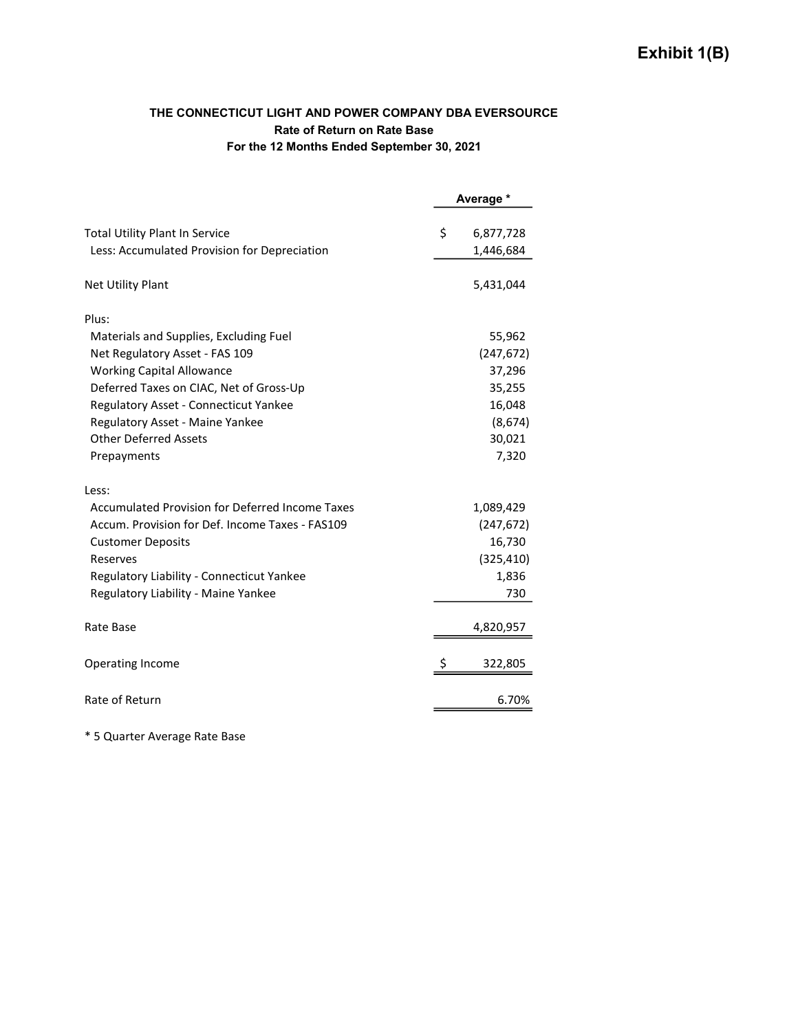**Exhibit 1(B)**

**THE CONNECTICUT LIGHT AND POWER COMPANY DBA EVERSOURCE**
**Rate of Return on Rate Base**
**For the 12 Months Ended September 30, 2021**

| | Average * |
|---|---|
| Total Utility Plant In Service | $ 6,877,728 |
| Less: Accumulated Provision for Depreciation | 1,446,684 |
| Net Utility Plant | 5,431,044 |
| Plus: | |
| Materials and Supplies, Excluding Fuel | 55,962 |
| Net Regulatory Asset - FAS 109 | (247,672) |
| Working Capital Allowance | 37,296 |
| Deferred Taxes on CIAC, Net of Gross-Up | 35,255 |
| Regulatory Asset - Connecticut Yankee | 16,048 |
| Regulatory Asset - Maine Yankee | (8,674) |
| Other Deferred Assets | 30,021 |
| Prepayments | 7,320 |
| Less: | |
| Accumulated Provision for Deferred Income Taxes | 1,089,429 |
| Accum. Provision for Def. Income Taxes - FAS109 | (247,672) |
| Customer Deposits | 16,730 |
| Reserves | (325,410) |
| Regulatory Liability - Connecticut Yankee | 1,836 |
| Regulatory Liability - Maine Yankee | 730 |
| Rate Base | 4,820,957 |
| Operating Income | $ 322,805 |
| Rate of Return | 6.70% |

* 5 Quarter Average Rate Base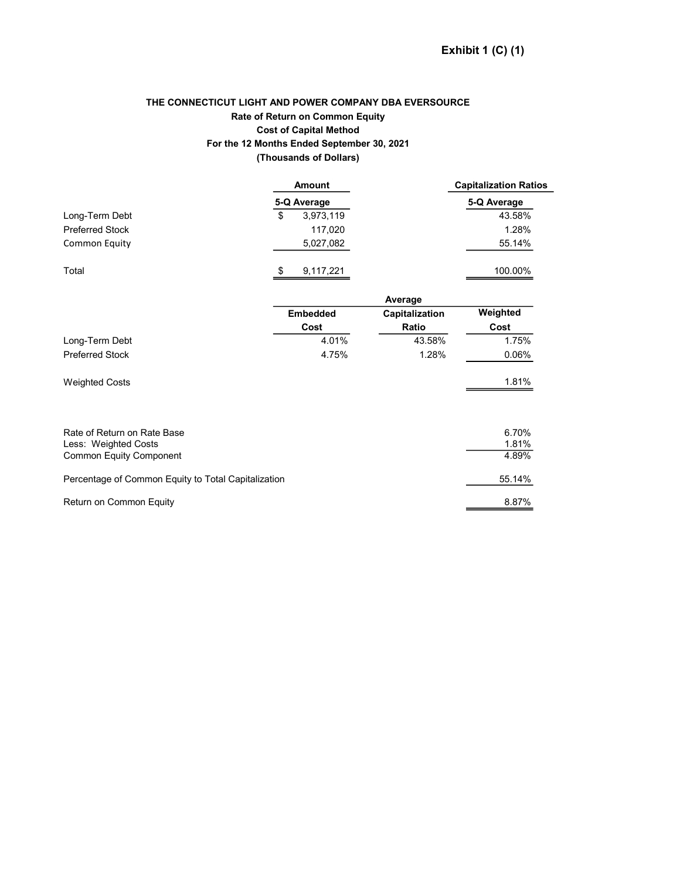**Exhibit 1 (C) (1)**

**THE CONNECTICUT LIGHT AND POWER COMPANY DBA EVERSOURCE**
**Rate of Return on Common Equity**
**Cost of Capital Method**
**For the 12 Months Ended September 30, 2021**
**(Thousands of Dollars)**

| | Amount | Capitalization Ratios |
|---|---|---|
| | 5-Q Average | 5-Q Average |
| Long-Term Debt | $ 3,973,119 | 43.58% |
| Preferred Stock | 117,020 | 1.28% |
| Common Equity | 5,027,082 | 55.14% |
| Total | $ 9,117,221 | 100.00% |

| | Embedded Cost | Average Capitalization Ratio | Weighted Cost |
|---|---|---|---|
| Long-Term Debt | 4.01% | 43.58% | 1.75% |
| Preferred Stock | 4.75% | 1.28% | 0.06% |
| Weighted Costs | | | 1.81% |

| | |
|---|---|
| Rate of Return on Rate Base | 6.70% |
| Less: Weighted Costs | 1.81% |
| Common Equity Component | 4.89% |
| Percentage of Common Equity to Total Capitalization | 55.14% |
| Return on Common Equity | 8.87% |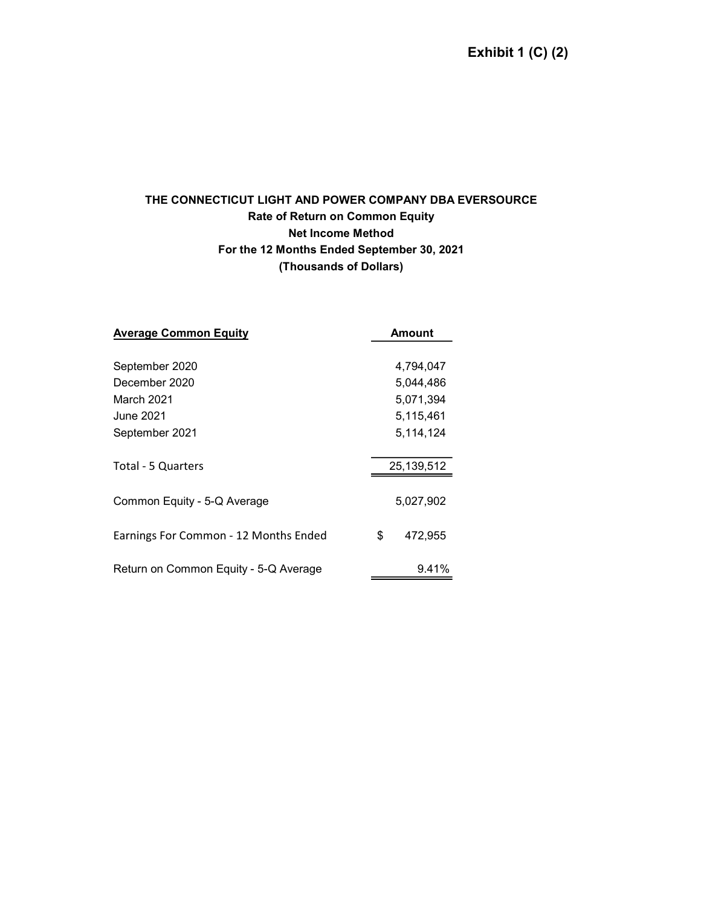**Exhibit 1 (C) (2)**

# THE CONNECTICUT LIGHT AND POWER COMPANY DBA EVERSOURCE

## Rate of Return on Common Equity

### Net Income Method

### For the 12 Months Ended September 30, 2021

### (Thousands of Dollars)

| **Average Common Equity** | **Amount** |
|---|---|
| September 2020 | 4,794,047 |
| December 2020 | 5,044,486 |
| March 2021 | 5,071,394 |
| June 2021 | 5,115,461 |
| September 2021 | 5,114,124 |
| Total - 5 Quarters | 25,139,512 |
| Common Equity - 5-Q Average | 5,027,902 |
| Earnings For Common - 12 Months Ended | $ 472,955 |
| Return on Common Equity - 5-Q Average | 9.41% |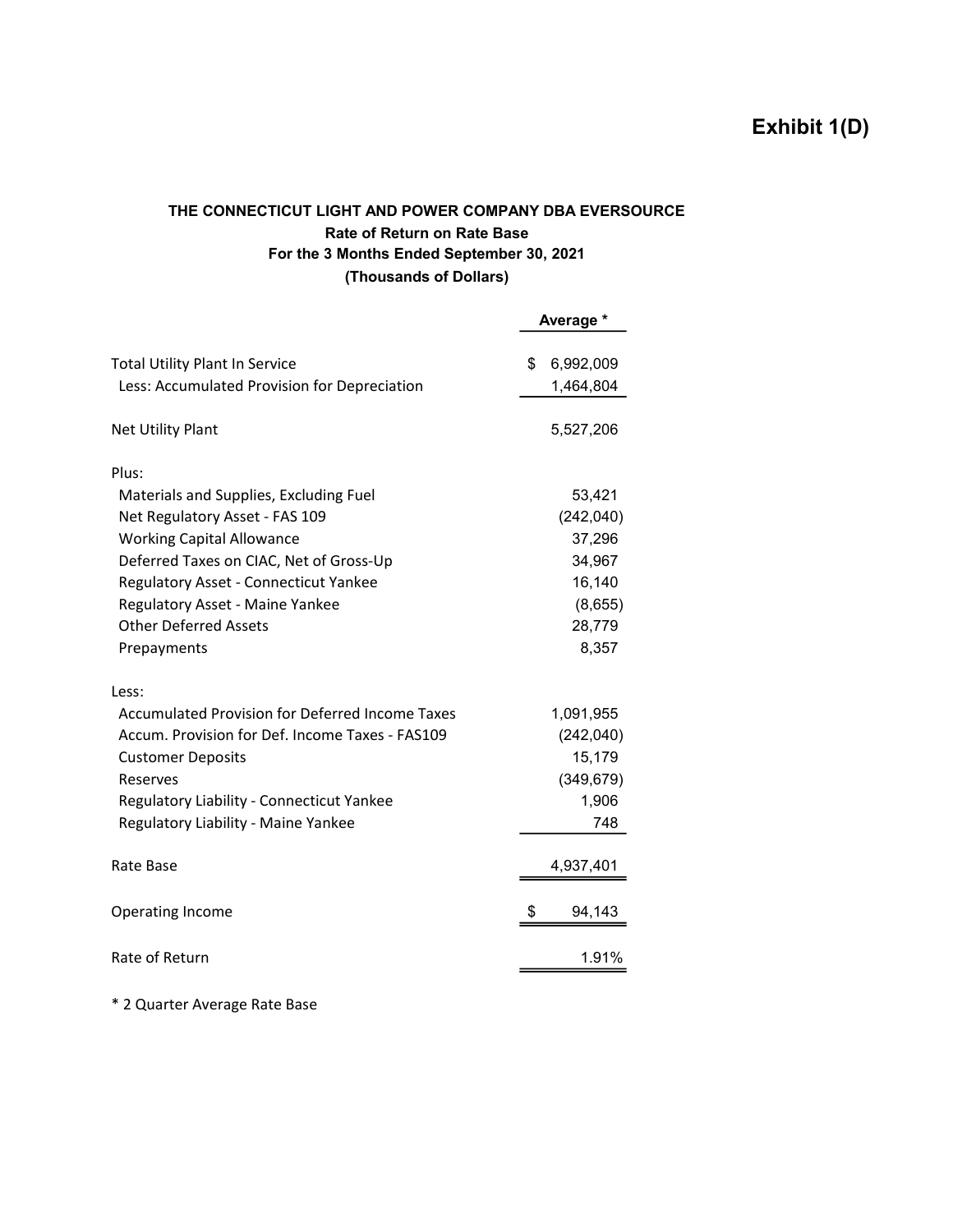# Exhibit 1(D)

**THE CONNECTICUT LIGHT AND POWER COMPANY DBA EVERSOURCE**
**Rate of Return on Rate Base**
**For the 3 Months Ended September 30, 2021**
**(Thousands of Dollars)**

| | Average * |
|---|---|
| Total Utility Plant In Service | $ 6,992,009 |
| Less: Accumulated Provision for Depreciation | 1,464,804 |
| Net Utility Plant | 5,527,206 |
| Plus: | |
| Materials and Supplies, Excluding Fuel | 53,421 |
| Net Regulatory Asset - FAS 109 | (242,040) |
| Working Capital Allowance | 37,296 |
| Deferred Taxes on CIAC, Net of Gross-Up | 34,967 |
| Regulatory Asset - Connecticut Yankee | 16,140 |
| Regulatory Asset - Maine Yankee | (8,655) |
| Other Deferred Assets | 28,779 |
| Prepayments | 8,357 |
| Less: | |
| Accumulated Provision for Deferred Income Taxes | 1,091,955 |
| Accum. Provision for Def. Income Taxes - FAS109 | (242,040) |
| Customer Deposits | 15,179 |
| Reserves | (349,679) |
| Regulatory Liability - Connecticut Yankee | 1,906 |
| Regulatory Liability - Maine Yankee | 748 |
| Rate Base | 4,937,401 |
| Operating Income | $ 94,143 |
| Rate of Return | 1.91% |

* 2 Quarter Average Rate Base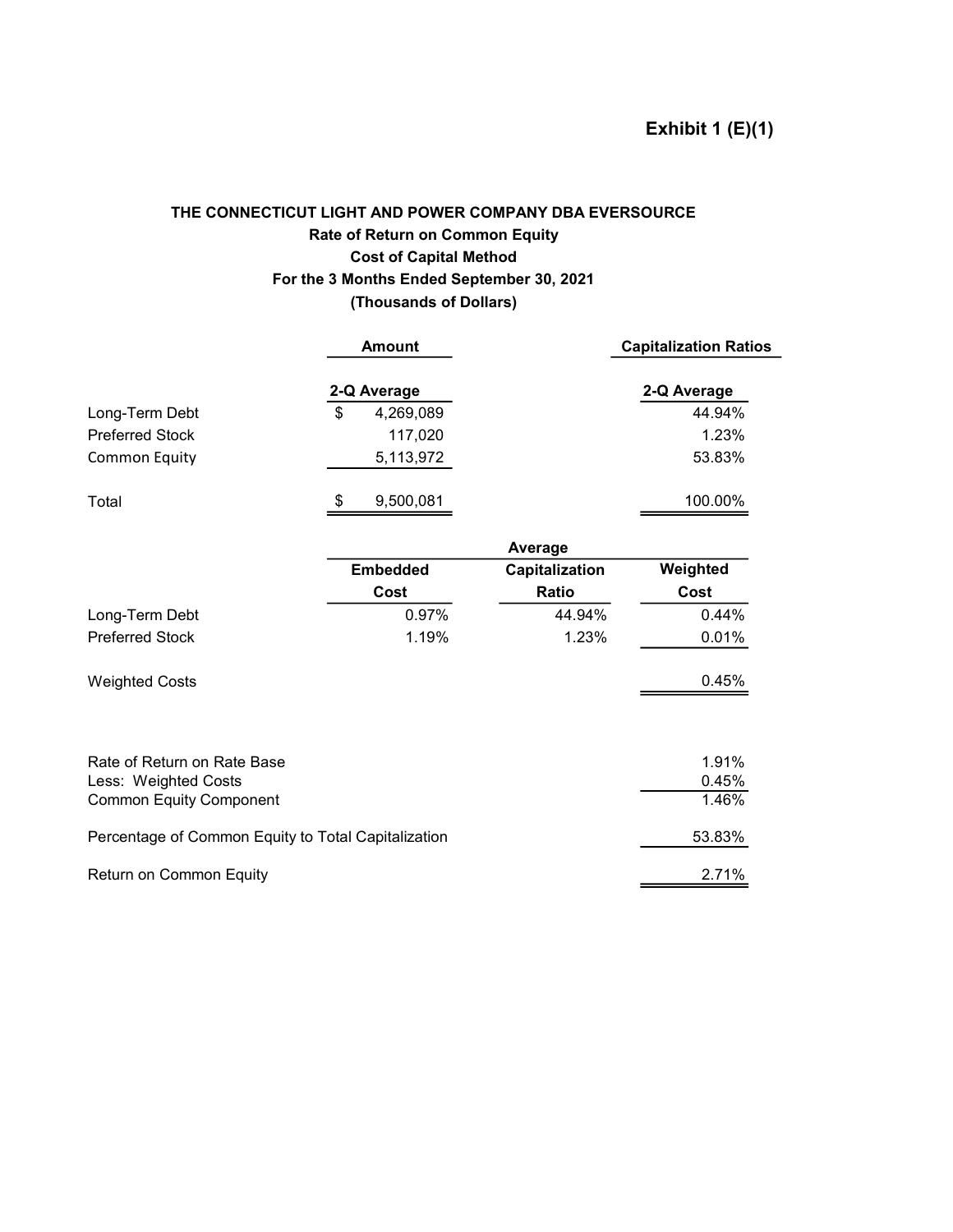**Exhibit 1 (E)(1)**

**THE CONNECTICUT LIGHT AND POWER COMPANY DBA EVERSOURCE**
**Rate of Return on Common Equity**
**Cost of Capital Method**
**For the 3 Months Ended September 30, 2021**
**(Thousands of Dollars)**

| | Amount | Capitalization Ratios |
|---|---|---|
| | 2-Q Average | 2-Q Average |
| Long-Term Debt | $ 4,269,089 | 44.94% |
| Preferred Stock | 117,020 | 1.23% |
| Common Equity | 5,113,972 | 53.83% |
| Total | $ 9,500,081 | 100.00% |

| | Embedded Cost | Average Capitalization Ratio | Weighted Cost |
|---|---|---|---|
| Long-Term Debt | 0.97% | 44.94% | 0.44% |
| Preferred Stock | 1.19% | 1.23% | 0.01% |
| Weighted Costs | | | 0.45% |

| | |
|---|---|
| Rate of Return on Rate Base | 1.91% |
| Less: Weighted Costs | 0.45% |
| Common Equity Component | 1.46% |
| Percentage of Common Equity to Total Capitalization | 53.83% |
| Return on Common Equity | 2.71% |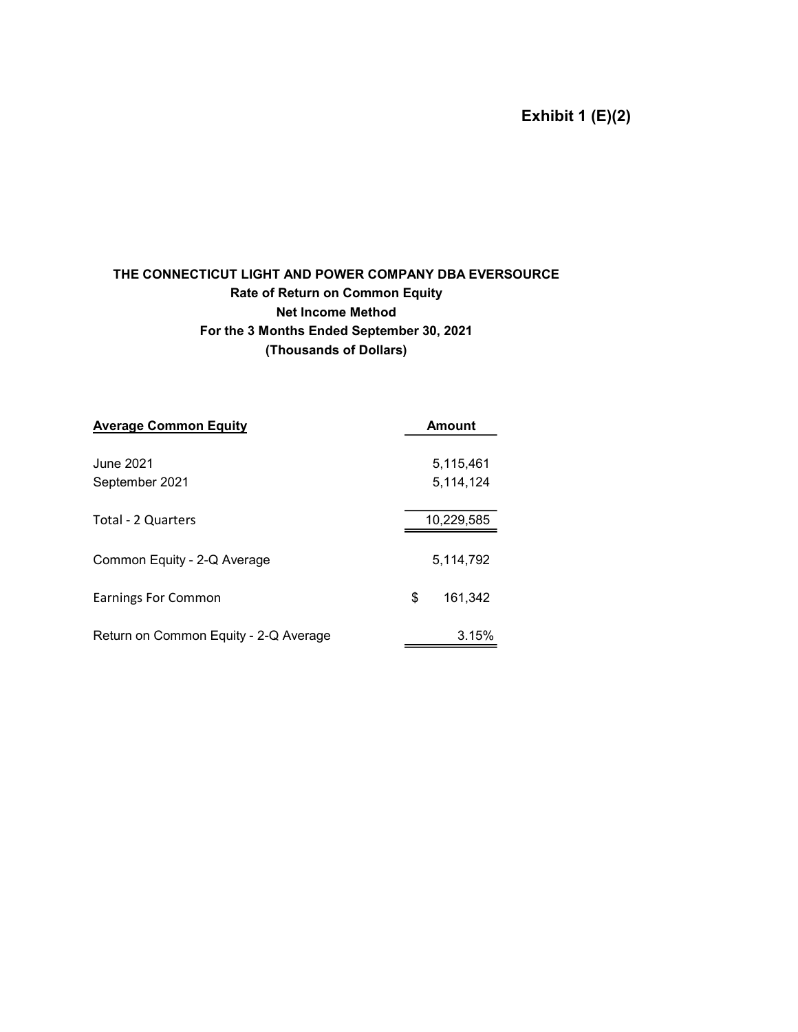**Exhibit 1 (E)(2)**

**THE CONNECTICUT LIGHT AND POWER COMPANY DBA EVERSOURCE**
**Rate of Return on Common Equity**
**Net Income Method**
**For the 3 Months Ended September 30, 2021**
**(Thousands of Dollars)**

| **Average Common Equity** | **Amount** |
|---|---|
| June 2021 | 5,115,461 |
| September 2021 | 5,114,124 |
| Total - 2 Quarters | 10,229,585 |
| Common Equity - 2-Q Average | 5,114,792 |
| Earnings For Common | $ 161,342 |
| Return on Common Equity - 2-Q Average | 3.15% |